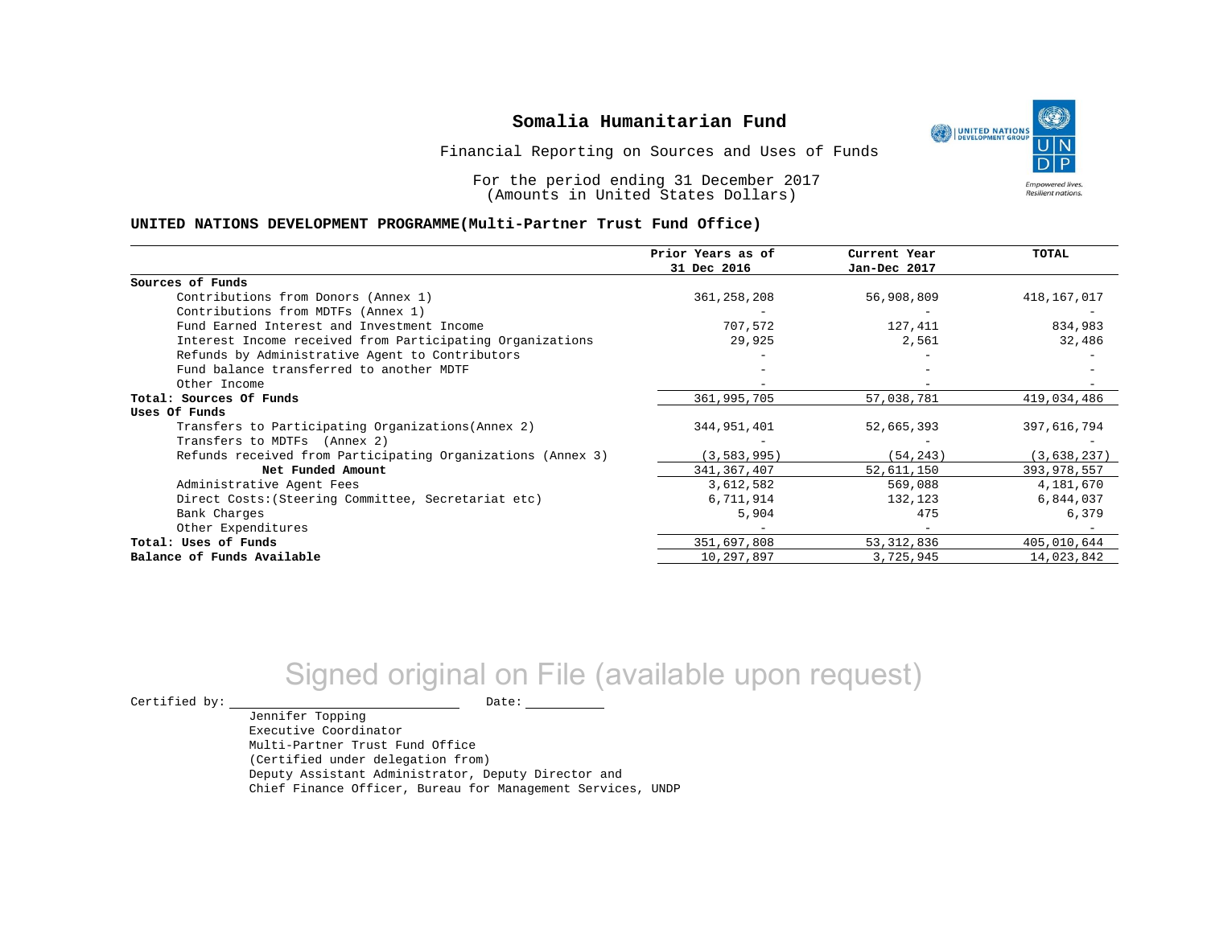# Somalia Humanitarian Fund

Financial Reporting on Sources and Uses of Funds

For the period ending 31 December 2017
(Amounts in United States Dollars)

**UNITED NATIONS DEVELOPMENT PROGRAMME(Multi-Partner Trust Fund Office)**

| | Prior Years as of 31 Dec 2016 | Current Year Jan-Dec 2017 | TOTAL |
|---|---|---|---|
| **Sources of Funds** | | | |
| Contributions from Donors (Annex 1) | 361,258,208 | 56,908,809 | 418,167,017 |
| Contributions from MDTFs (Annex 1) | - | - | - |
| Fund Earned Interest and Investment Income | 707,572 | 127,411 | 834,983 |
| Interest Income received from Participating Organizations | 29,925 | 2,561 | 32,486 |
| Refunds by Administrative Agent to Contributors | - | - | - |
| Fund balance transferred to another MDTF | - | - | - |
| Other Income | - | - | - |
| **Total: Sources Of Funds** | 361,995,705 | 57,038,781 | 419,034,486 |
| **Uses Of Funds** | | | |
| Transfers to Participating Organizations(Annex 2) | 344,951,401 | 52,665,393 | 397,616,794 |
| Transfers to MDTFs (Annex 2) | - | - | - |
| Refunds received from Participating Organizations (Annex 3) | (3,583,995) | (54,243) | (3,638,237) |
| **Net Funded Amount** | 341,367,407 | 52,611,150 | 393,978,557 |
| Administrative Agent Fees | 3,612,582 | 569,088 | 4,181,670 |
| Direct Costs:(Steering Committee, Secretariat etc) | 6,711,914 | 132,123 | 6,844,037 |
| Bank Charges | 5,904 | 475 | 6,379 |
| Other Expenditures | - | - | - |
| **Total: Uses of Funds** | 351,697,808 | 53,312,836 | 405,010,644 |
| **Balance of Funds Available** | 10,297,897 | 3,725,945 | 14,023,842 |

Signed original on File (available upon request)

Certified by: ____________________ Date: __________

Jennifer Topping
Executive Coordinator
Multi-Partner Trust Fund Office
(Certified under delegation from)
Deputy Assistant Administrator, Deputy Director and
Chief Finance Officer, Bureau for Management Services, UNDP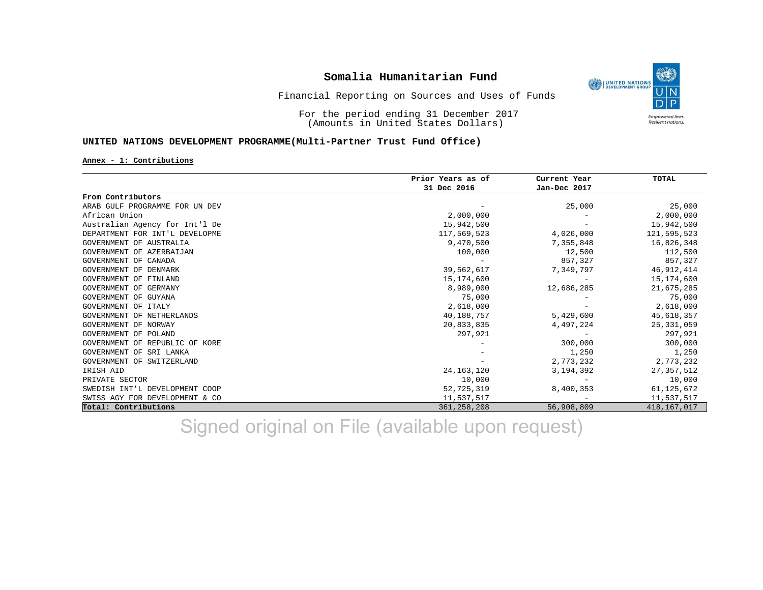# Somalia Humanitarian Fund

Financial Reporting on Sources and Uses of Funds

For the period ending 31 December 2017
(Amounts in United States Dollars)

**UNITED NATIONS DEVELOPMENT PROGRAMME(Multi-Partner Trust Fund Office)**

**Annex - 1: Contributions**

| | Prior Years as of 31 Dec 2016 | Current Year Jan-Dec 2017 | TOTAL |
|---|---|---|---|
| **From Contributors** | | | |
| ARAB GULF PROGRAMME FOR UN DEV | - | 25,000 | 25,000 |
| African Union | 2,000,000 | - | 2,000,000 |
| Australian Agency for Int'l De | 15,942,500 | - | 15,942,500 |
| DEPARTMENT FOR INT'L DEVELOPME | 117,569,523 | 4,026,000 | 121,595,523 |
| GOVERNMENT OF AUSTRALIA | 9,470,500 | 7,355,848 | 16,826,348 |
| GOVERNMENT OF AZERBAIJAN | 100,000 | 12,500 | 112,500 |
| GOVERNMENT OF CANADA | - | 857,327 | 857,327 |
| GOVERNMENT OF DENMARK | 39,562,617 | 7,349,797 | 46,912,414 |
| GOVERNMENT OF FINLAND | 15,174,600 | - | 15,174,600 |
| GOVERNMENT OF GERMANY | 8,989,000 | 12,686,285 | 21,675,285 |
| GOVERNMENT OF GUYANA | 75,000 | - | 75,000 |
| GOVERNMENT OF ITALY | 2,618,000 | - | 2,618,000 |
| GOVERNMENT OF NETHERLANDS | 40,188,757 | 5,429,600 | 45,618,357 |
| GOVERNMENT OF NORWAY | 20,833,835 | 4,497,224 | 25,331,059 |
| GOVERNMENT OF POLAND | 297,921 | - | 297,921 |
| GOVERNMENT OF REPUBLIC OF KORE | - | 300,000 | 300,000 |
| GOVERNMENT OF SRI LANKA | - | 1,250 | 1,250 |
| GOVERNMENT OF SWITZERLAND | - | 2,773,232 | 2,773,232 |
| IRISH AID | 24,163,120 | 3,194,392 | 27,357,512 |
| PRIVATE SECTOR | 10,000 | - | 10,000 |
| SWEDISH INT'L DEVELOPMENT COOP | 52,725,319 | 8,400,353 | 61,125,672 |
| SWISS AGY FOR DEVELOPMENT & CO | 11,537,517 | - | 11,537,517 |
| **Total: Contributions** | 361,258,208 | 56,908,809 | 418,167,017 |

Signed original on File (available upon request)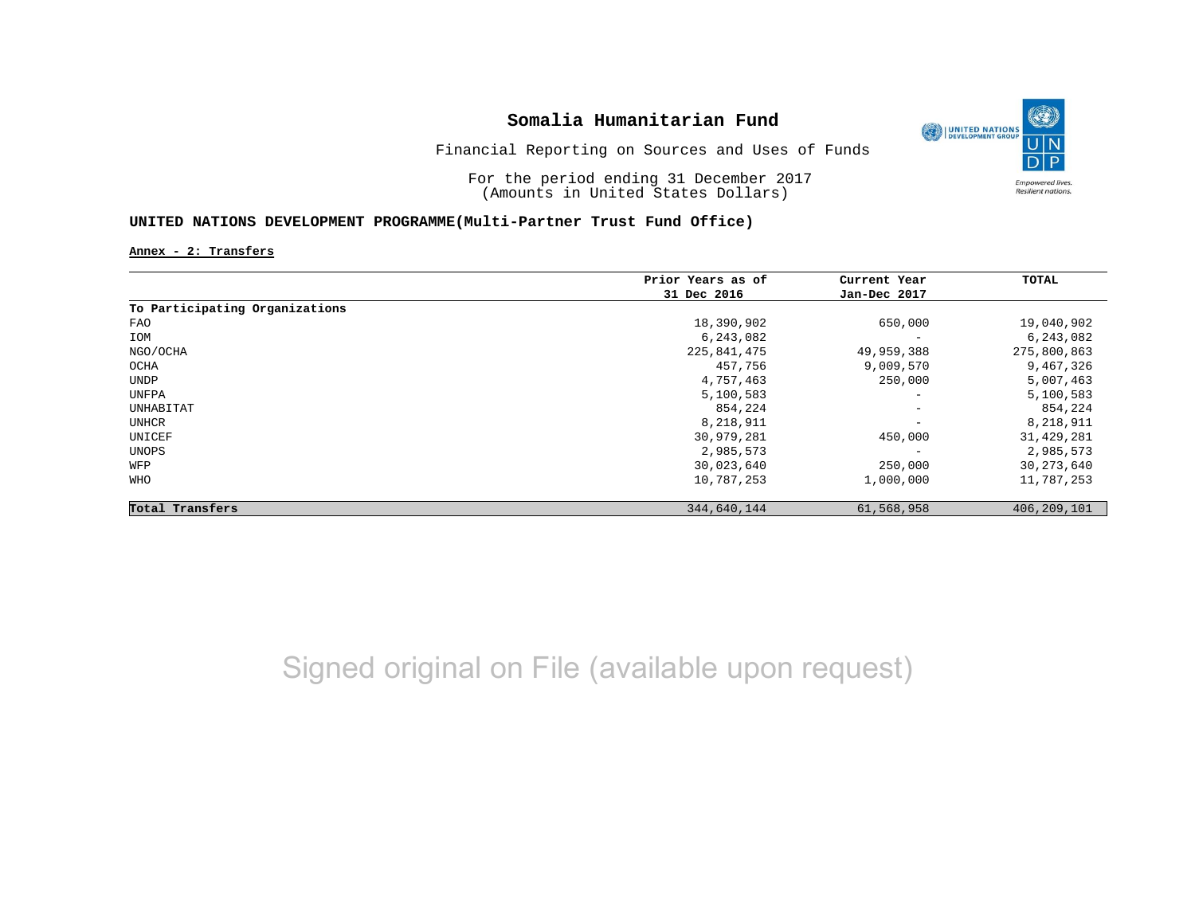# Somalia Humanitarian Fund

Financial Reporting on Sources and Uses of Funds

For the period ending 31 December 2017
(Amounts in United States Dollars)

## UNITED NATIONS DEVELOPMENT PROGRAMME(Multi-Partner Trust Fund Office)

**Annex - 2: Transfers**

| | Prior Years as of 31 Dec 2016 | Current Year Jan-Dec 2017 | TOTAL |
|---|---|---|---|
| **To Participating Organizations** | | | |
| FAO | 18,390,902 | 650,000 | 19,040,902 |
| IOM | 6,243,082 | - | 6,243,082 |
| NGO/OCHA | 225,841,475 | 49,959,388 | 275,800,863 |
| OCHA | 457,756 | 9,009,570 | 9,467,326 |
| UNDP | 4,757,463 | 250,000 | 5,007,463 |
| UNFPA | 5,100,583 | - | 5,100,583 |
| UNHABITAT | 854,224 | - | 854,224 |
| UNHCR | 8,218,911 | - | 8,218,911 |
| UNICEF | 30,979,281 | 450,000 | 31,429,281 |
| UNOPS | 2,985,573 | - | 2,985,573 |
| WFP | 30,023,640 | 250,000 | 30,273,640 |
| WHO | 10,787,253 | 1,000,000 | 11,787,253 |
| **Total Transfers** | 344,640,144 | 61,568,958 | 406,209,101 |

Signed original on File (available upon request)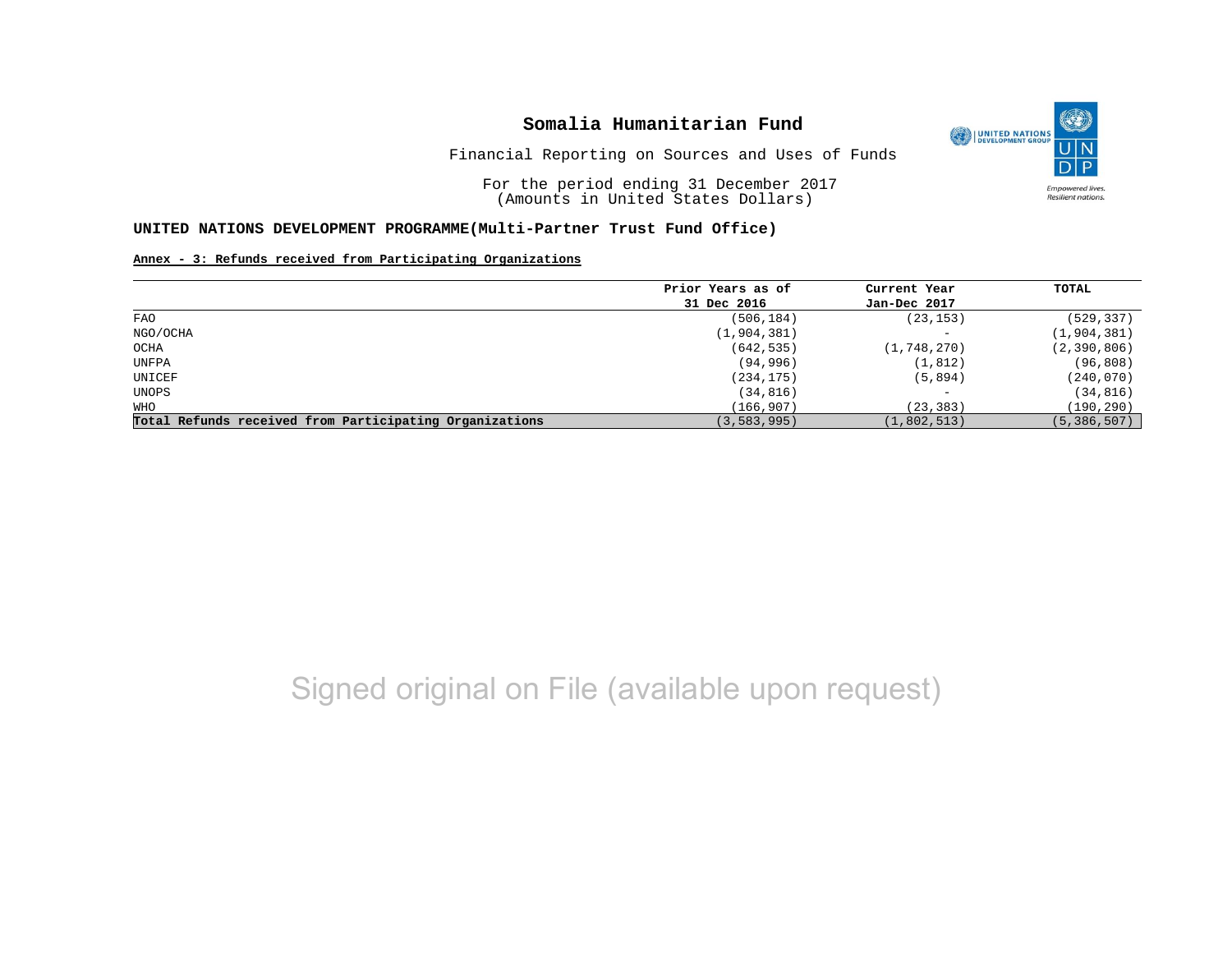# Somalia Humanitarian Fund

Financial Reporting on Sources and Uses of Funds

For the period ending 31 December 2017
(Amounts in United States Dollars)

**UNITED NATIONS DEVELOPMENT PROGRAMME(Multi-Partner Trust Fund Office)**

**Annex - 3: Refunds received from Participating Organizations**

| | Prior Years as of 31 Dec 2016 | Current Year Jan-Dec 2017 | TOTAL |
|---|---|---|---|
| FAO | (506,184) | (23,153) | (529,337) |
| NGO/OCHA | (1,904,381) | - | (1,904,381) |
| OCHA | (642,535) | (1,748,270) | (2,390,806) |
| UNFPA | (94,996) | (1,812) | (96,808) |
| UNICEF | (234,175) | (5,894) | (240,070) |
| UNOPS | (34,816) | - | (34,816) |
| WHO | (166,907) | (23,383) | (190,290) |
| **Total Refunds received from Participating Organizations** | (3,583,995) | (1,802,513) | (5,386,507) |

Signed original on File (available upon request)